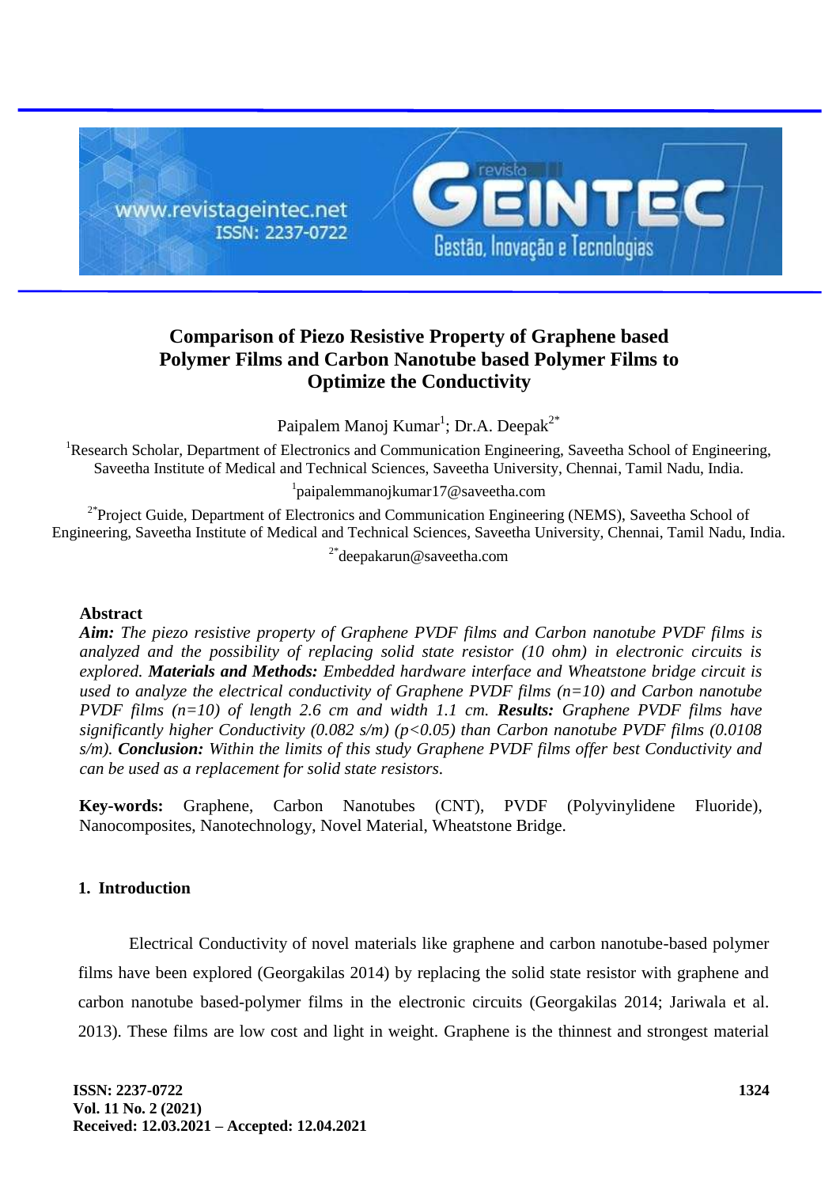# Comparison of Piezo Resistive Property of Graphene based Polymer Films and Carbon Nanotube based Polymer Films to Optimize the Conductivity

Paipalem Manoj Kumar[1]; Dr.A. Deepak[2*]

[1]Research Scholar, Department of Electronics and Communication Engineering, Saveetha School of Engineering, Saveetha Institute of Medical and Technical Sciences, Saveetha University, Chennai, Tamil Nadu, India.
[1]paipalemmanojkumar17@saveetha.com

[2*]Project Guide, Department of Electronics and Communication Engineering (NEMS), Saveetha School of Engineering, Saveetha Institute of Medical and Technical Sciences, Saveetha University, Chennai, Tamil Nadu, India.
[2*]deepakarun@saveetha.com

## Abstract

***Aim:*** *The piezo resistive property of Graphene PVDF films and Carbon nanotube PVDF films is analyzed and the possibility of replacing solid state resistor (10 ohm) in electronic circuits is explored.* ***Materials and Methods:*** *Embedded hardware interface and Wheatstone bridge circuit is used to analyze the electrical conductivity of Graphene PVDF films (n=10) and Carbon nanotube PVDF films (n=10) of length 2.6 cm and width 1.1 cm.* ***Results:*** *Graphene PVDF films have significantly higher Conductivity (0.082 s/m) ($p<0.05$) than Carbon nanotube PVDF films (0.0108 s/m).* ***Conclusion:*** *Within the limits of this study Graphene PVDF films offer best Conductivity and can be used as a replacement for solid state resistors.*

**Key-words:** Graphene, Carbon Nanotubes (CNT), PVDF (Polyvinylidene Fluoride), Nanocomposites, Nanotechnology, Novel Material, Wheatstone Bridge.

## 1. Introduction

Electrical Conductivity of novel materials like graphene and carbon nanotube-based polymer films have been explored (Georgakilas 2014) by replacing the solid state resistor with graphene and carbon nanotube based-polymer films in the electronic circuits (Georgakilas 2014; Jariwala et al. 2013). These films are low cost and light in weight. Graphene is the thinnest and strongest material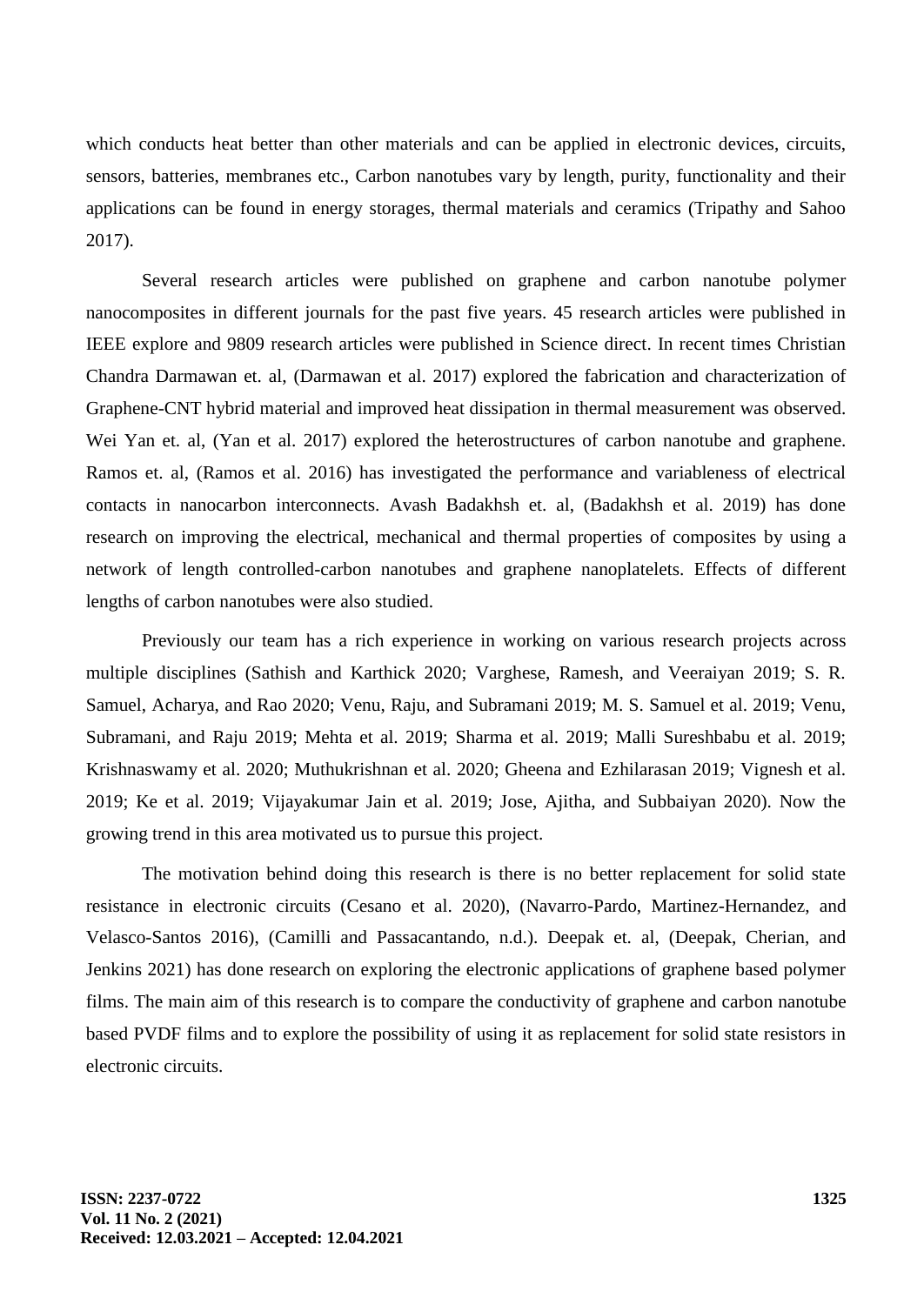which conducts heat better than other materials and can be applied in electronic devices, circuits, sensors, batteries, membranes etc., Carbon nanotubes vary by length, purity, functionality and their applications can be found in energy storages, thermal materials and ceramics (Tripathy and Sahoo 2017).

Several research articles were published on graphene and carbon nanotube polymer nanocomposites in different journals for the past five years. 45 research articles were published in IEEE explore and 9809 research articles were published in Science direct. In recent times Christian Chandra Darmawan et. al, (Darmawan et al. 2017) explored the fabrication and characterization of Graphene-CNT hybrid material and improved heat dissipation in thermal measurement was observed. Wei Yan et. al, (Yan et al. 2017) explored the heterostructures of carbon nanotube and graphene. Ramos et. al, (Ramos et al. 2016) has investigated the performance and variableness of electrical contacts in nanocarbon interconnects. Avash Badakhsh et. al, (Badakhsh et al. 2019) has done research on improving the electrical, mechanical and thermal properties of composites by using a network of length controlled-carbon nanotubes and graphene nanoplatelets. Effects of different lengths of carbon nanotubes were also studied.

Previously our team has a rich experience in working on various research projects across multiple disciplines (Sathish and Karthick 2020; Varghese, Ramesh, and Veeraiyan 2019; S. R. Samuel, Acharya, and Rao 2020; Venu, Raju, and Subramani 2019; M. S. Samuel et al. 2019; Venu, Subramani, and Raju 2019; Mehta et al. 2019; Sharma et al. 2019; Malli Sureshbabu et al. 2019; Krishnaswamy et al. 2020; Muthukrishnan et al. 2020; Gheena and Ezhilarasan 2019; Vignesh et al. 2019; Ke et al. 2019; Vijayakumar Jain et al. 2019; Jose, Ajitha, and Subbaiyan 2020). Now the growing trend in this area motivated us to pursue this project.

The motivation behind doing this research is there is no better replacement for solid state resistance in electronic circuits (Cesano et al. 2020), (Navarro-Pardo, Martinez-Hernandez, and Velasco-Santos 2016), (Camilli and Passacantando, n.d.). Deepak et. al, (Deepak, Cherian, and Jenkins 2021) has done research on exploring the electronic applications of graphene based polymer films. The main aim of this research is to compare the conductivity of graphene and carbon nanotube based PVDF films and to explore the possibility of using it as replacement for solid state resistors in electronic circuits.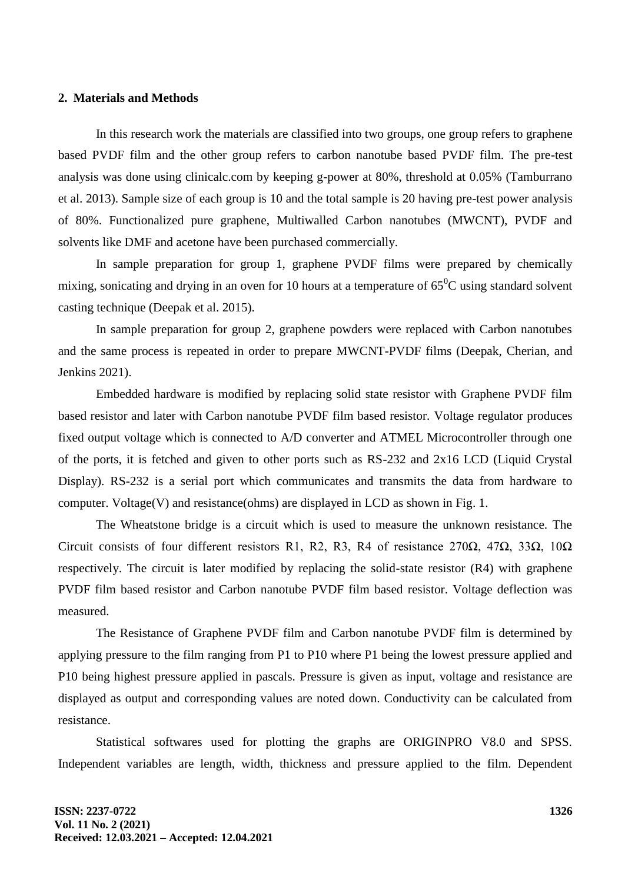## 2. Materials and Methods

In this research work the materials are classified into two groups, one group refers to graphene based PVDF film and the other group refers to carbon nanotube based PVDF film. The pre-test analysis was done using clinicalc.com by keeping g-power at 80%, threshold at 0.05% (Tamburrano et al. 2013). Sample size of each group is 10 and the total sample is 20 having pre-test power analysis of 80%. Functionalized pure graphene, Multiwalled Carbon nanotubes (MWCNT), PVDF and solvents like DMF and acetone have been purchased commercially.

In sample preparation for group 1, graphene PVDF films were prepared by chemically mixing, sonicating and drying in an oven for 10 hours at a temperature of $65^0$C using standard solvent casting technique (Deepak et al. 2015).

In sample preparation for group 2, graphene powders were replaced with Carbon nanotubes and the same process is repeated in order to prepare MWCNT-PVDF films (Deepak, Cherian, and Jenkins 2021).

Embedded hardware is modified by replacing solid state resistor with Graphene PVDF film based resistor and later with Carbon nanotube PVDF film based resistor. Voltage regulator produces fixed output voltage which is connected to A/D converter and ATMEL Microcontroller through one of the ports, it is fetched and given to other ports such as RS-232 and 2x16 LCD (Liquid Crystal Display). RS-232 is a serial port which communicates and transmits the data from hardware to computer. Voltage(V) and resistance(ohms) are displayed in LCD as shown in Fig. 1.

The Wheatstone bridge is a circuit which is used to measure the unknown resistance. The Circuit consists of four different resistors R1, R2, R3, R4 of resistance 270Ω, 47Ω, 33Ω, 10Ω respectively. The circuit is later modified by replacing the solid-state resistor (R4) with graphene PVDF film based resistor and Carbon nanotube PVDF film based resistor. Voltage deflection was measured.

The Resistance of Graphene PVDF film and Carbon nanotube PVDF film is determined by applying pressure to the film ranging from P1 to P10 where P1 being the lowest pressure applied and P10 being highest pressure applied in pascals. Pressure is given as input, voltage and resistance are displayed as output and corresponding values are noted down. Conductivity can be calculated from resistance.

Statistical softwares used for plotting the graphs are ORIGINPRO V8.0 and SPSS. Independent variables are length, width, thickness and pressure applied to the film. Dependent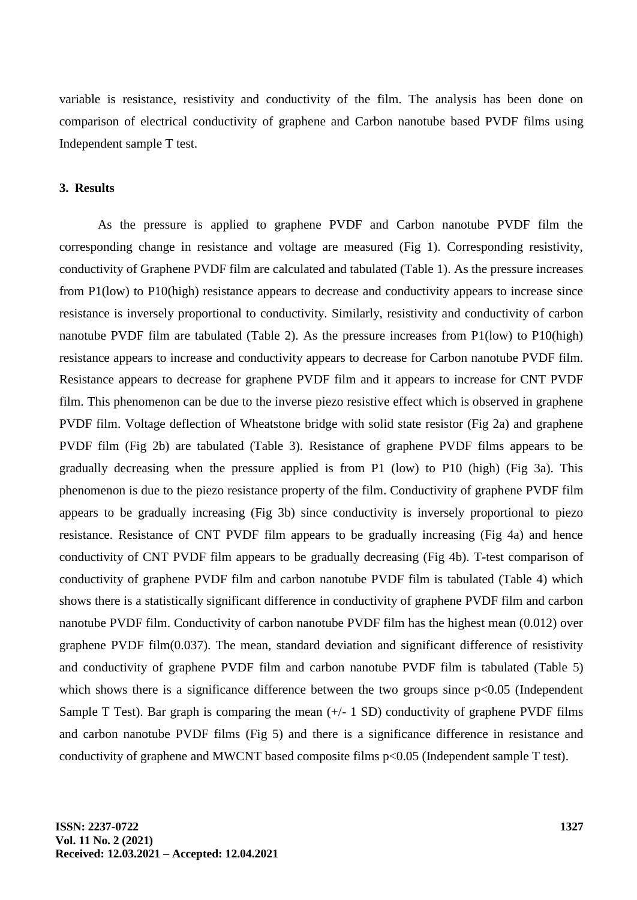variable is resistance, resistivity and conductivity of the film. The analysis has been done on comparison of electrical conductivity of graphene and Carbon nanotube based PVDF films using Independent sample T test.

## 3. Results

As the pressure is applied to graphene PVDF and Carbon nanotube PVDF film the corresponding change in resistance and voltage are measured (Fig 1). Corresponding resistivity, conductivity of Graphene PVDF film are calculated and tabulated (Table 1). As the pressure increases from P1(low) to P10(high) resistance appears to decrease and conductivity appears to increase since resistance is inversely proportional to conductivity. Similarly, resistivity and conductivity of carbon nanotube PVDF film are tabulated (Table 2). As the pressure increases from P1(low) to P10(high) resistance appears to increase and conductivity appears to decrease for Carbon nanotube PVDF film. Resistance appears to decrease for graphene PVDF film and it appears to increase for CNT PVDF film. This phenomenon can be due to the inverse piezo resistive effect which is observed in graphene PVDF film. Voltage deflection of Wheatstone bridge with solid state resistor (Fig 2a) and graphene PVDF film (Fig 2b) are tabulated (Table 3). Resistance of graphene PVDF films appears to be gradually decreasing when the pressure applied is from P1 (low) to P10 (high) (Fig 3a). This phenomenon is due to the piezo resistance property of the film. Conductivity of graphene PVDF film appears to be gradually increasing (Fig 3b) since conductivity is inversely proportional to piezo resistance. Resistance of CNT PVDF film appears to be gradually increasing (Fig 4a) and hence conductivity of CNT PVDF film appears to be gradually decreasing (Fig 4b). T-test comparison of conductivity of graphene PVDF film and carbon nanotube PVDF film is tabulated (Table 4) which shows there is a statistically significant difference in conductivity of graphene PVDF film and carbon nanotube PVDF film. Conductivity of carbon nanotube PVDF film has the highest mean (0.012) over graphene PVDF film(0.037). The mean, standard deviation and significant difference of resistivity and conductivity of graphene PVDF film and carbon nanotube PVDF film is tabulated (Table 5) which shows there is a significance difference between the two groups since $p<0.05$ (Independent Sample T Test). Bar graph is comparing the mean (+/- 1 SD) conductivity of graphene PVDF films and carbon nanotube PVDF films (Fig 5) and there is a significance difference in resistance and conductivity of graphene and MWCNT based composite films $p<0.05$ (Independent sample T test).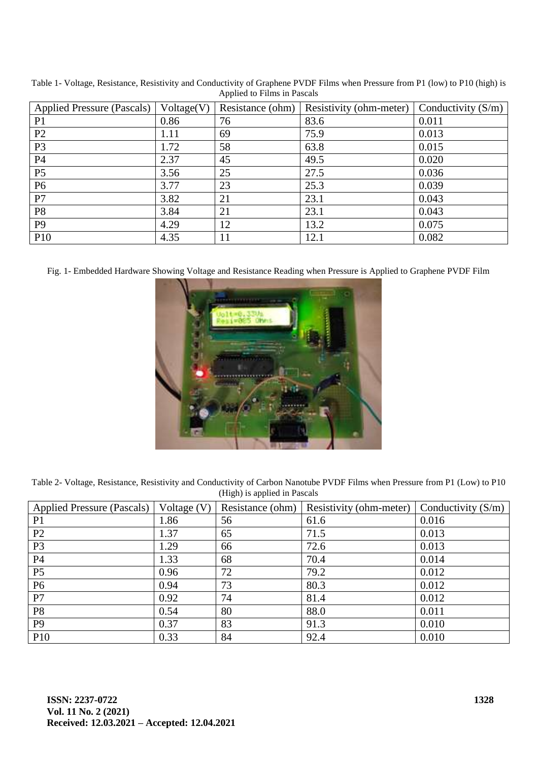Table 1- Voltage, Resistance, Resistivity and Conductivity of Graphene PVDF Films when Pressure from P1 (low) to P10 (high) is Applied to Films in Pascals

| Applied Pressure (Pascals) | Voltage(V) | Resistance (ohm) | Resistivity (ohm-meter) | Conductivity (S/m) |
|---|---|---|---|---|
| P1 | 0.86 | 76 | 83.6 | 0.011 |
| P2 | 1.11 | 69 | 75.9 | 0.013 |
| P3 | 1.72 | 58 | 63.8 | 0.015 |
| P4 | 2.37 | 45 | 49.5 | 0.020 |
| P5 | 3.56 | 25 | 27.5 | 0.036 |
| P6 | 3.77 | 23 | 25.3 | 0.039 |
| P7 | 3.82 | 21 | 23.1 | 0.043 |
| P8 | 3.84 | 21 | 23.1 | 0.043 |
| P9 | 4.29 | 12 | 13.2 | 0.075 |
| P10 | 4.35 | 11 | 12.1 | 0.082 |

Fig. 1- Embedded Hardware Showing Voltage and Resistance Reading when Pressure is Applied to Graphene PVDF Film

Table 2- Voltage, Resistance, Resistivity and Conductivity of Carbon Nanotube PVDF Films when Pressure from P1 (Low) to P10 (High) is applied in Pascals

| Applied Pressure (Pascals) | Voltage (V) | Resistance (ohm) | Resistivity (ohm-meter) | Conductivity (S/m) |
|---|---|---|---|---|
| P1 | 1.86 | 56 | 61.6 | 0.016 |
| P2 | 1.37 | 65 | 71.5 | 0.013 |
| P3 | 1.29 | 66 | 72.6 | 0.013 |
| P4 | 1.33 | 68 | 70.4 | 0.014 |
| P5 | 0.96 | 72 | 79.2 | 0.012 |
| P6 | 0.94 | 73 | 80.3 | 0.012 |
| P7 | 0.92 | 74 | 81.4 | 0.012 |
| P8 | 0.54 | 80 | 88.0 | 0.011 |
| P9 | 0.37 | 83 | 91.3 | 0.010 |
| P10 | 0.33 | 84 | 92.4 | 0.010 |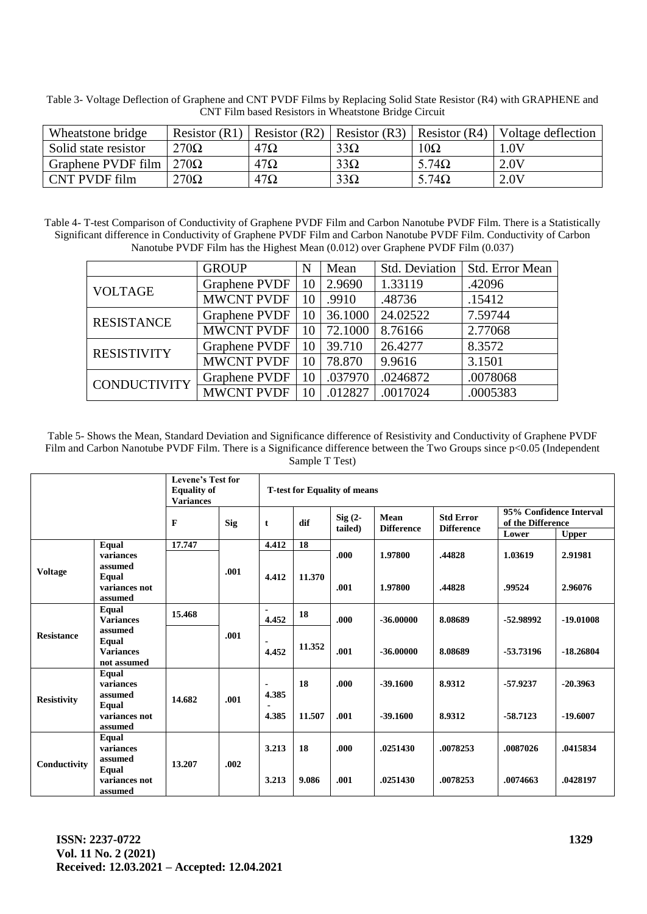Table 3- Voltage Deflection of Graphene and CNT PVDF Films by Replacing Solid State Resistor (R4) with GRAPHENE and CNT Film based Resistors in Wheatstone Bridge Circuit

| Wheatstone bridge | Resistor (R1) | Resistor (R2) | Resistor (R3) | Resistor (R4) | Voltage deflection |
|---|---|---|---|---|---|
| Solid state resistor | 270Ω | 47Ω | 33Ω | 10Ω | 1.0V |
| Graphene PVDF film | 270Ω | 47Ω | 33Ω | 5.74Ω | 2.0V |
| CNT PVDF film | 270Ω | 47Ω | 33Ω | 5.74Ω | 2.0V |

Table 4- T-test Comparison of Conductivity of Graphene PVDF Film and Carbon Nanotube PVDF Film. There is a Statistically Significant difference in Conductivity of Graphene PVDF Film and Carbon Nanotube PVDF Film. Conductivity of Carbon Nanotube PVDF Film has the Highest Mean (0.012) over Graphene PVDF Film (0.037)

| | GROUP | N | Mean | Std. Deviation | Std. Error Mean |
|---|---|---|---|---|---|
| VOLTAGE | Graphene PVDF | 10 | 2.9690 | 1.33119 | .42096 |
| | MWCNT PVDF | 10 | .9910 | .48736 | .15412 |
| RESISTANCE | Graphene PVDF | 10 | 36.1000 | 24.02522 | 7.59744 |
| | MWCNT PVDF | 10 | 72.1000 | 8.76166 | 2.77068 |
| RESISTIVITY | Graphene PVDF | 10 | 39.710 | 26.4277 | 8.3572 |
| | MWCNT PVDF | 10 | 78.870 | 9.9616 | 3.1501 |
| CONDUCTIVITY | Graphene PVDF | 10 | .037970 | .0246872 | .0078068 |
| | MWCNT PVDF | 10 | .012827 | .0017024 | .0005383 |

Table 5- Shows the Mean, Standard Deviation and Significance difference of Resistivity and Conductivity of Graphene PVDF Film and Carbon Nanotube PVDF Film. There is a Significance difference between the Two Groups since $p<0.05$ (Independent Sample T Test)

| | | Levene's Test for Equality of Variances | | T-test for Equality of means | | | | | | |
|---|---|---|---|---|---|---|---|---|---|---|
| | | F | Sig | t | dif | Sig (2-tailed) | Mean Difference | Std Error Difference | 95% Confidence Interval of the Difference | |
| | | | | | | | | | Lower | Upper |
| **Voltage** | **Equal variances assumed** | **17.747** | **.001** | **4.412** | **18** | **.000** | **1.97800** | **.44828** | **1.03619** | **2.91981** |
| | **Equal variances not assumed** | | | **4.412** | **11.370** | **.001** | **1.97800** | **.44828** | **.99524** | **2.96076** |
| **Resistance** | **Equal Variances assumed** | **15.468** | **.001** | **-4.452** | **18** | **.000** | **-36.00000** | **8.08689** | **-52.98992** | **-19.01008** |
| | **Equal Variances not assumed** | | | **-4.452** | **11.352** | **.001** | **-36.00000** | **8.08689** | **-53.73196** | **-18.26804** |
| **Resistivity** | **Equal variances assumed** | **14.682** | **.001** | **-4.385** | **18** | **.000** | **-39.1600** | **8.9312** | **-57.9237** | **-20.3963** |
| | **Equal variances not assumed** | | | **-4.385** | **11.507** | **.001** | **-39.1600** | **8.9312** | **-58.7123** | **-19.6007** |
| **Conductivity** | **Equal variances assumed** | **13.207** | **.002** | **3.213** | **18** | **.000** | **.0251430** | **.0078253** | **.0087026** | **.0415834** |
| | **Equal variances not assumed** | | | **3.213** | **9.086** | **.001** | **.0251430** | **.0078253** | **.0074663** | **.0428197** |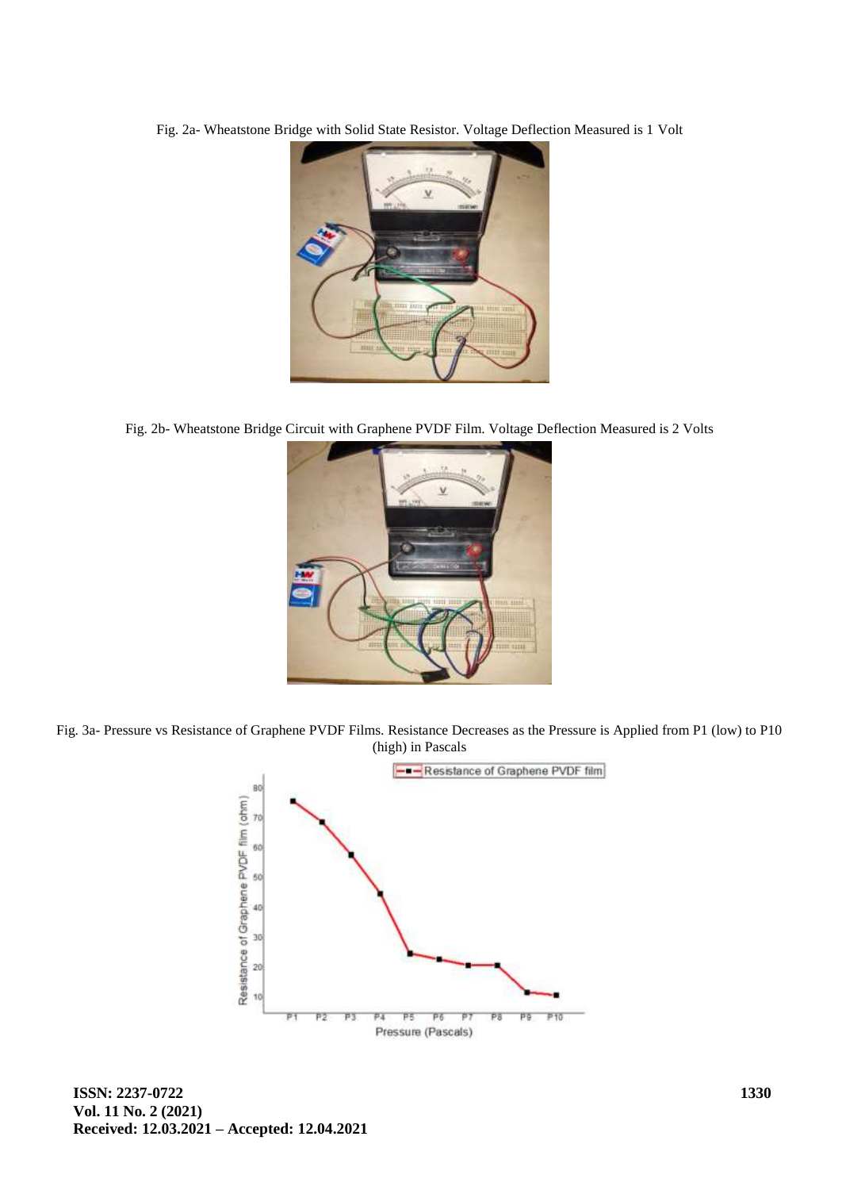Fig. 2a- Wheatstone Bridge with Solid State Resistor. Voltage Deflection Measured is 1 Volt

Fig. 2b- Wheatstone Bridge Circuit with Graphene PVDF Film. Voltage Deflection Measured is 2 Volts

Fig. 3a- Pressure vs Resistance of Graphene PVDF Films. Resistance Decreases as the Pressure is Applied from P1 (low) to P10 (high) in Pascals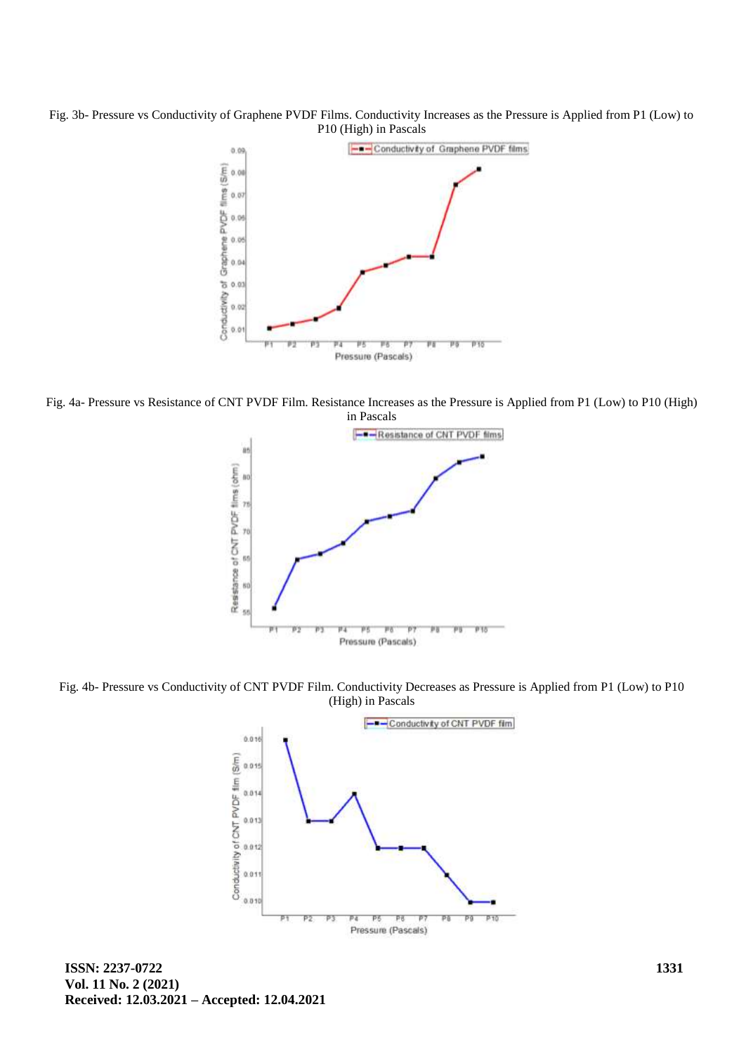Fig. 3b- Pressure vs Conductivity of Graphene PVDF Films. Conductivity Increases as the Pressure is Applied from P1 (Low) to P10 (High) in Pascals

Fig. 4a- Pressure vs Resistance of CNT PVDF Film. Resistance Increases as the Pressure is Applied from P1 (Low) to P10 (High) in Pascals

Fig. 4b- Pressure vs Conductivity of CNT PVDF Film. Conductivity Decreases as Pressure is Applied from P1 (Low) to P10 (High) in Pascals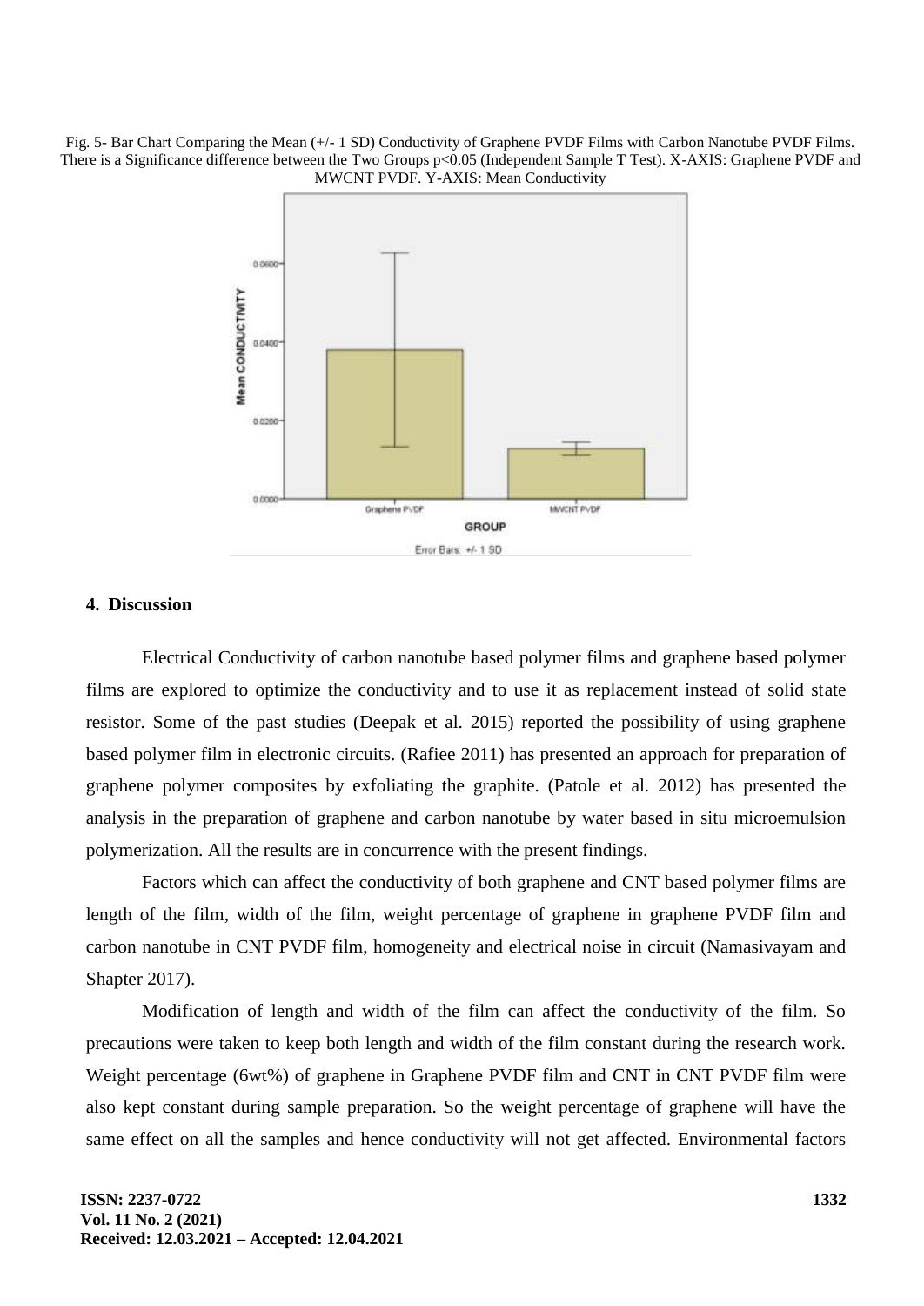Fig. 5- Bar Chart Comparing the Mean (+/- 1 SD) Conductivity of Graphene PVDF Films with Carbon Nanotube PVDF Films. There is a Significance difference between the Two Groups $p<0.05$ (Independent Sample T Test). X-AXIS: Graphene PVDF and MWCNT PVDF. Y-AXIS: Mean Conductivity

## 4. Discussion

Electrical Conductivity of carbon nanotube based polymer films and graphene based polymer films are explored to optimize the conductivity and to use it as replacement instead of solid state resistor. Some of the past studies (Deepak et al. 2015) reported the possibility of using graphene based polymer film in electronic circuits. (Rafiee 2011) has presented an approach for preparation of graphene polymer composites by exfoliating the graphite. (Patole et al. 2012) has presented the analysis in the preparation of graphene and carbon nanotube by water based in situ microemulsion polymerization. All the results are in concurrence with the present findings.

Factors which can affect the conductivity of both graphene and CNT based polymer films are length of the film, width of the film, weight percentage of graphene in graphene PVDF film and carbon nanotube in CNT PVDF film, homogeneity and electrical noise in circuit (Namasivayam and Shapter 2017).

Modification of length and width of the film can affect the conductivity of the film. So precautions were taken to keep both length and width of the film constant during the research work. Weight percentage (6wt%) of graphene in Graphene PVDF film and CNT in CNT PVDF film were also kept constant during sample preparation. So the weight percentage of graphene will have the same effect on all the samples and hence conductivity will not get affected. Environmental factors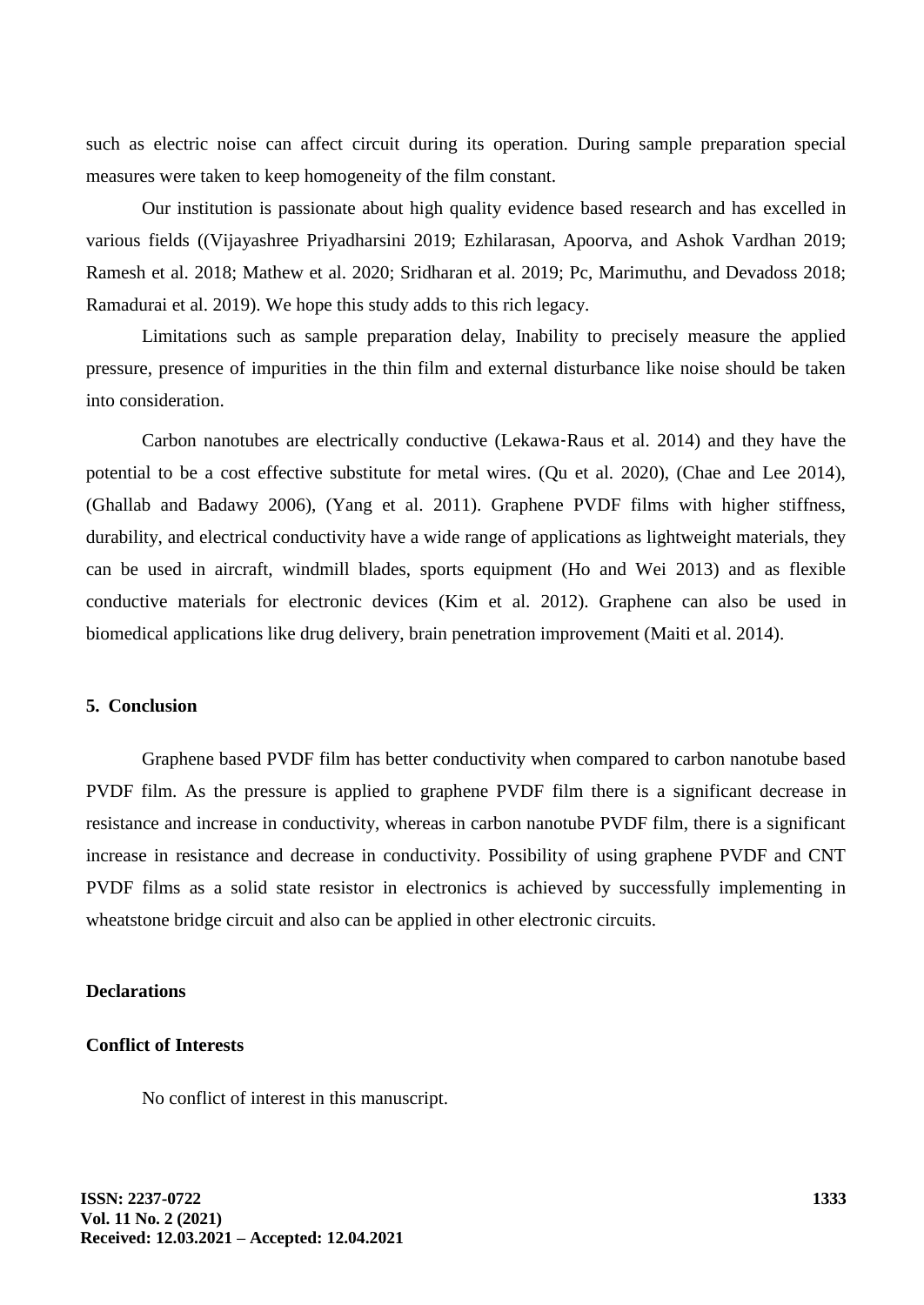such as electric noise can affect circuit during its operation. During sample preparation special measures were taken to keep homogeneity of the film constant.

Our institution is passionate about high quality evidence based research and has excelled in various fields ((Vijayashree Priyadharsini 2019; Ezhilarasan, Apoorva, and Ashok Vardhan 2019; Ramesh et al. 2018; Mathew et al. 2020; Sridharan et al. 2019; Pc, Marimuthu, and Devadoss 2018; Ramadurai et al. 2019). We hope this study adds to this rich legacy.

Limitations such as sample preparation delay, Inability to precisely measure the applied pressure, presence of impurities in the thin film and external disturbance like noise should be taken into consideration.

Carbon nanotubes are electrically conductive (Lekawa‐Raus et al. 2014) and they have the potential to be a cost effective substitute for metal wires. (Qu et al. 2020), (Chae and Lee 2014), (Ghallab and Badawy 2006), (Yang et al. 2011). Graphene PVDF films with higher stiffness, durability, and electrical conductivity have a wide range of applications as lightweight materials, they can be used in aircraft, windmill blades, sports equipment (Ho and Wei 2013) and as flexible conductive materials for electronic devices (Kim et al. 2012). Graphene can also be used in biomedical applications like drug delivery, brain penetration improvement (Maiti et al. 2014).

## 5. Conclusion

Graphene based PVDF film has better conductivity when compared to carbon nanotube based PVDF film. As the pressure is applied to graphene PVDF film there is a significant decrease in resistance and increase in conductivity, whereas in carbon nanotube PVDF film, there is a significant increase in resistance and decrease in conductivity. Possibility of using graphene PVDF and CNT PVDF films as a solid state resistor in electronics is achieved by successfully implementing in wheatstone bridge circuit and also can be applied in other electronic circuits.

**Declarations**

**Conflict of Interests**

No conflict of interest in this manuscript.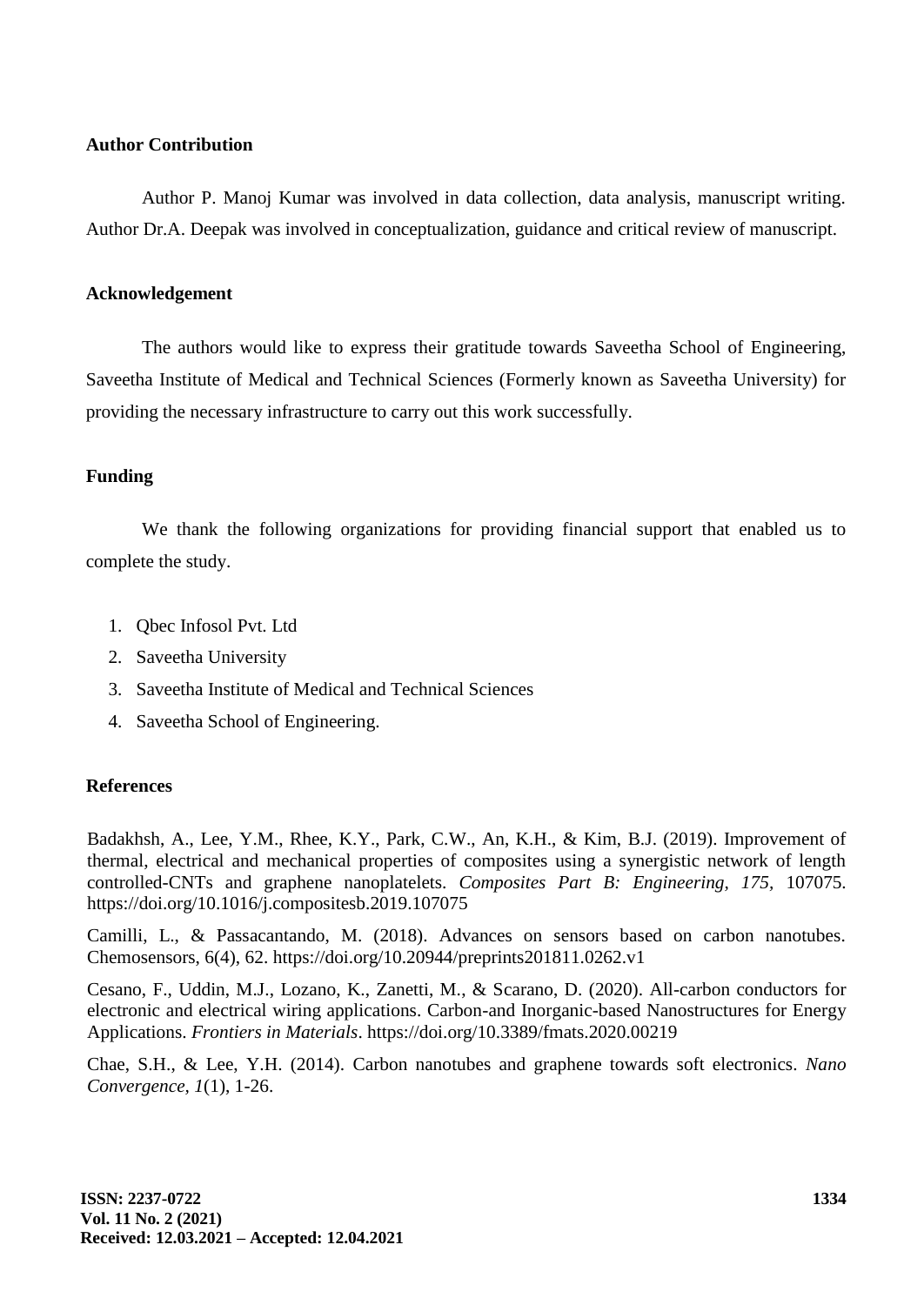## Author Contribution

Author P. Manoj Kumar was involved in data collection, data analysis, manuscript writing. Author Dr.A. Deepak was involved in conceptualization, guidance and critical review of manuscript.

## Acknowledgement

The authors would like to express their gratitude towards Saveetha School of Engineering, Saveetha Institute of Medical and Technical Sciences (Formerly known as Saveetha University) for providing the necessary infrastructure to carry out this work successfully.

## Funding

We thank the following organizations for providing financial support that enabled us to complete the study.

1. Qbec Infosol Pvt. Ltd
2. Saveetha University
3. Saveetha Institute of Medical and Technical Sciences
4. Saveetha School of Engineering.

## References

Badakhsh, A., Lee, Y.M., Rhee, K.Y., Park, C.W., An, K.H., & Kim, B.J. (2019). Improvement of thermal, electrical and mechanical properties of composites using a synergistic network of length controlled-CNTs and graphene nanoplatelets. *Composites Part B: Engineering, 175,* 107075. https://doi.org/10.1016/j.compositesb.2019.107075

Camilli, L., & Passacantando, M. (2018). Advances on sensors based on carbon nanotubes. Chemosensors, 6(4), 62. https://doi.org/10.20944/preprints201811.0262.v1

Cesano, F., Uddin, M.J., Lozano, K., Zanetti, M., & Scarano, D. (2020). All-carbon conductors for electronic and electrical wiring applications. Carbon-and Inorganic-based Nanostructures for Energy Applications. *Frontiers in Materials*. https://doi.org/10.3389/fmats.2020.00219

Chae, S.H., & Lee, Y.H. (2014). Carbon nanotubes and graphene towards soft electronics. *Nano Convergence, 1*(1), 1-26.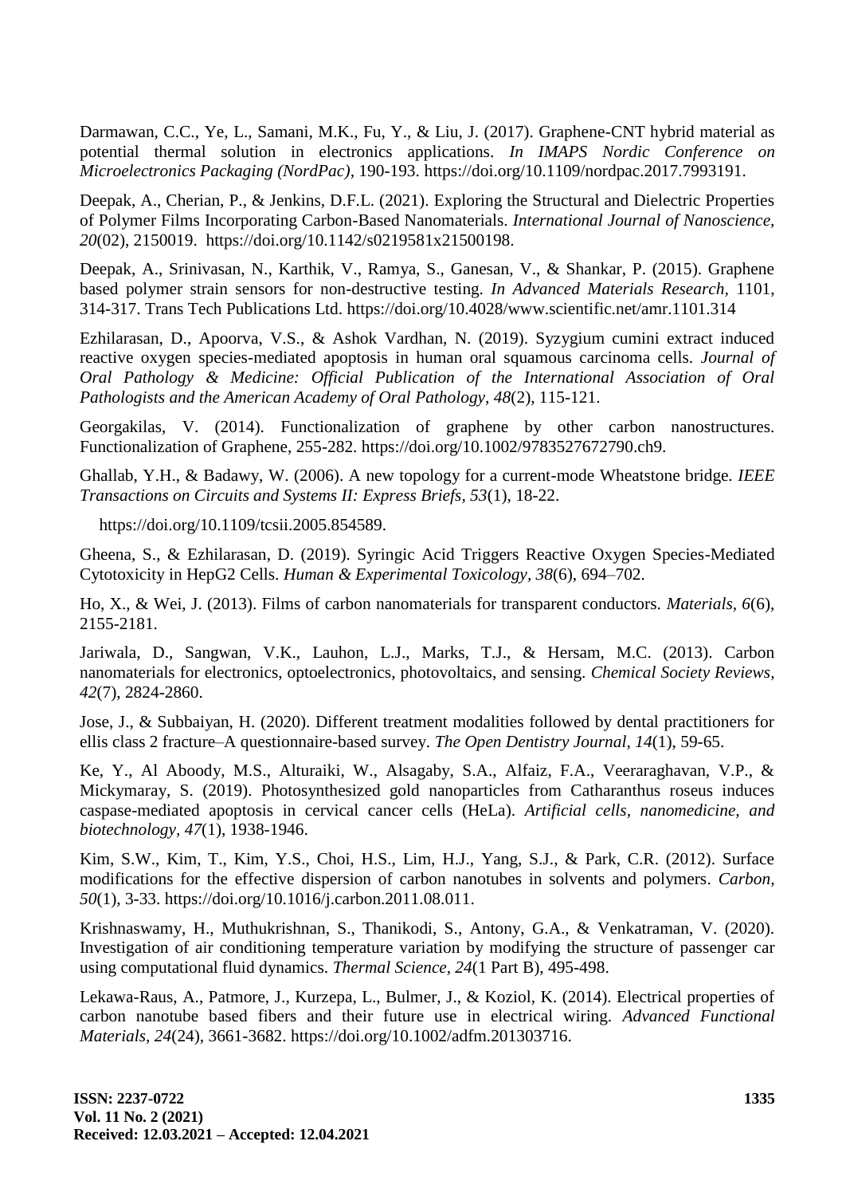Darmawan, C.C., Ye, L., Samani, M.K., Fu, Y., & Liu, J. (2017). Graphene-CNT hybrid material as potential thermal solution in electronics applications. *In IMAPS Nordic Conference on Microelectronics Packaging (NordPac)*, 190-193. https://doi.org/10.1109/nordpac.2017.7993191.

Deepak, A., Cherian, P., & Jenkins, D.F.L. (2021). Exploring the Structural and Dielectric Properties of Polymer Films Incorporating Carbon-Based Nanomaterials. *International Journal of Nanoscience, 20*(02), 2150019. https://doi.org/10.1142/s0219581x21500198.

Deepak, A., Srinivasan, N., Karthik, V., Ramya, S., Ganesan, V., & Shankar, P. (2015). Graphene based polymer strain sensors for non-destructive testing. *In Advanced Materials Research*, 1101, 314-317. Trans Tech Publications Ltd. https://doi.org/10.4028/www.scientific.net/amr.1101.314

Ezhilarasan, D., Apoorva, V.S., & Ashok Vardhan, N. (2019). Syzygium cumini extract induced reactive oxygen species-mediated apoptosis in human oral squamous carcinoma cells. *Journal of Oral Pathology & Medicine: Official Publication of the International Association of Oral Pathologists and the American Academy of Oral Pathology, 48*(2), 115-121.

Georgakilas, V. (2014). Functionalization of graphene by other carbon nanostructures. Functionalization of Graphene, 255-282. https://doi.org/10.1002/9783527672790.ch9.

Ghallab, Y.H., & Badawy, W. (2006). A new topology for a current-mode Wheatstone bridge. *IEEE Transactions on Circuits and Systems II: Express Briefs, 53*(1), 18-22.

https://doi.org/10.1109/tcsii.2005.854589.

Gheena, S., & Ezhilarasan, D. (2019). Syringic Acid Triggers Reactive Oxygen Species-Mediated Cytotoxicity in HepG2 Cells. *Human & Experimental Toxicology, 38*(6), 694–702.

Ho, X., & Wei, J. (2013). Films of carbon nanomaterials for transparent conductors. *Materials, 6*(6), 2155-2181.

Jariwala, D., Sangwan, V.K., Lauhon, L.J., Marks, T.J., & Hersam, M.C. (2013). Carbon nanomaterials for electronics, optoelectronics, photovoltaics, and sensing. *Chemical Society Reviews, 42*(7), 2824-2860.

Jose, J., & Subbaiyan, H. (2020). Different treatment modalities followed by dental practitioners for ellis class 2 fracture–A questionnaire-based survey. *The Open Dentistry Journal, 14*(1), 59-65.

Ke, Y., Al Aboody, M.S., Alturaiki, W., Alsagaby, S.A., Alfaiz, F.A., Veeraraghavan, V.P., & Mickymaray, S. (2019). Photosynthesized gold nanoparticles from Catharanthus roseus induces caspase-mediated apoptosis in cervical cancer cells (HeLa). *Artificial cells, nanomedicine, and biotechnology, 47*(1), 1938-1946.

Kim, S.W., Kim, T., Kim, Y.S., Choi, H.S., Lim, H.J., Yang, S.J., & Park, C.R. (2012). Surface modifications for the effective dispersion of carbon nanotubes in solvents and polymers. *Carbon, 50*(1), 3-33. https://doi.org/10.1016/j.carbon.2011.08.011.

Krishnaswamy, H., Muthukrishnan, S., Thanikodi, S., Antony, G.A., & Venkatraman, V. (2020). Investigation of air conditioning temperature variation by modifying the structure of passenger car using computational fluid dynamics. *Thermal Science, 24*(1 Part B), 495-498.

Lekawa-Raus, A., Patmore, J., Kurzepa, L., Bulmer, J., & Koziol, K. (2014). Electrical properties of carbon nanotube based fibers and their future use in electrical wiring. *Advanced Functional Materials, 24*(24), 3661-3682. https://doi.org/10.1002/adfm.201303716.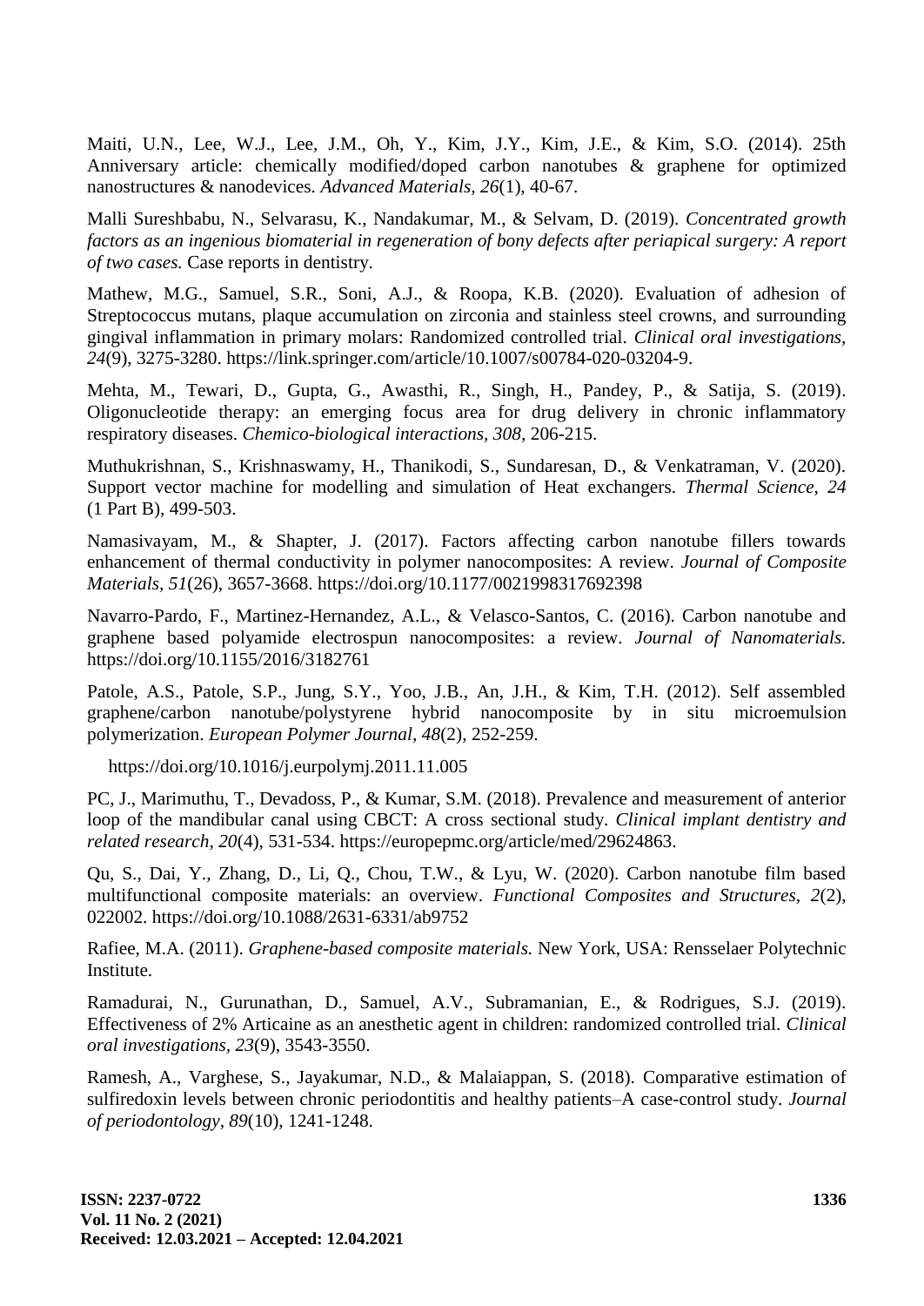Maiti, U.N., Lee, W.J., Lee, J.M., Oh, Y., Kim, J.Y., Kim, J.E., & Kim, S.O. (2014). 25th Anniversary article: chemically modified/doped carbon nanotubes & graphene for optimized nanostructures & nanodevices. *Advanced Materials, 26*(1), 40-67.

Malli Sureshbabu, N., Selvarasu, K., Nandakumar, M., & Selvam, D. (2019). *Concentrated growth factors as an ingenious biomaterial in regeneration of bony defects after periapical surgery: A report of two cases.* Case reports in dentistry.

Mathew, M.G., Samuel, S.R., Soni, A.J., & Roopa, K.B. (2020). Evaluation of adhesion of Streptococcus mutans, plaque accumulation on zirconia and stainless steel crowns, and surrounding gingival inflammation in primary molars: Randomized controlled trial. *Clinical oral investigations, 24*(9), 3275-3280. https://link.springer.com/article/10.1007/s00784-020-03204-9.

Mehta, M., Tewari, D., Gupta, G., Awasthi, R., Singh, H., Pandey, P., & Satija, S. (2019). Oligonucleotide therapy: an emerging focus area for drug delivery in chronic inflammatory respiratory diseases. *Chemico-biological interactions, 308,* 206-215.

Muthukrishnan, S., Krishnaswamy, H., Thanikodi, S., Sundaresan, D., & Venkatraman, V. (2020). Support vector machine for modelling and simulation of Heat exchangers. *Thermal Science, 24* (1 Part B), 499-503.

Namasivayam, M., & Shapter, J. (2017). Factors affecting carbon nanotube fillers towards enhancement of thermal conductivity in polymer nanocomposites: A review. *Journal of Composite Materials, 51*(26), 3657-3668. https://doi.org/10.1177/0021998317692398

Navarro-Pardo, F., Martinez-Hernandez, A.L., & Velasco-Santos, C. (2016). Carbon nanotube and graphene based polyamide electrospun nanocomposites: a review. *Journal of Nanomaterials.* https://doi.org/10.1155/2016/3182761

Patole, A.S., Patole, S.P., Jung, S.Y., Yoo, J.B., An, J.H., & Kim, T.H. (2012). Self assembled graphene/carbon nanotube/polystyrene hybrid nanocomposite by in situ microemulsion polymerization. *European Polymer Journal, 48*(2), 252-259.

https://doi.org/10.1016/j.eurpolymj.2011.11.005

PC, J., Marimuthu, T., Devadoss, P., & Kumar, S.M. (2018). Prevalence and measurement of anterior loop of the mandibular canal using CBCT: A cross sectional study. *Clinical implant dentistry and related research, 20*(4), 531-534. https://europepmc.org/article/med/29624863.

Qu, S., Dai, Y., Zhang, D., Li, Q., Chou, T.W., & Lyu, W. (2020). Carbon nanotube film based multifunctional composite materials: an overview. *Functional Composites and Structures, 2*(2), 022002. https://doi.org/10.1088/2631-6331/ab9752

Rafiee, M.A. (2011). *Graphene-based composite materials.* New York, USA: Rensselaer Polytechnic Institute.

Ramadurai, N., Gurunathan, D., Samuel, A.V., Subramanian, E., & Rodrigues, S.J. (2019). Effectiveness of 2% Articaine as an anesthetic agent in children: randomized controlled trial. *Clinical oral investigations, 23*(9), 3543-3550.

Ramesh, A., Varghese, S., Jayakumar, N.D., & Malaiappan, S. (2018). Comparative estimation of sulfiredoxin levels between chronic periodontitis and healthy patients–A case-control study. *Journal of periodontology, 89*(10), 1241-1248.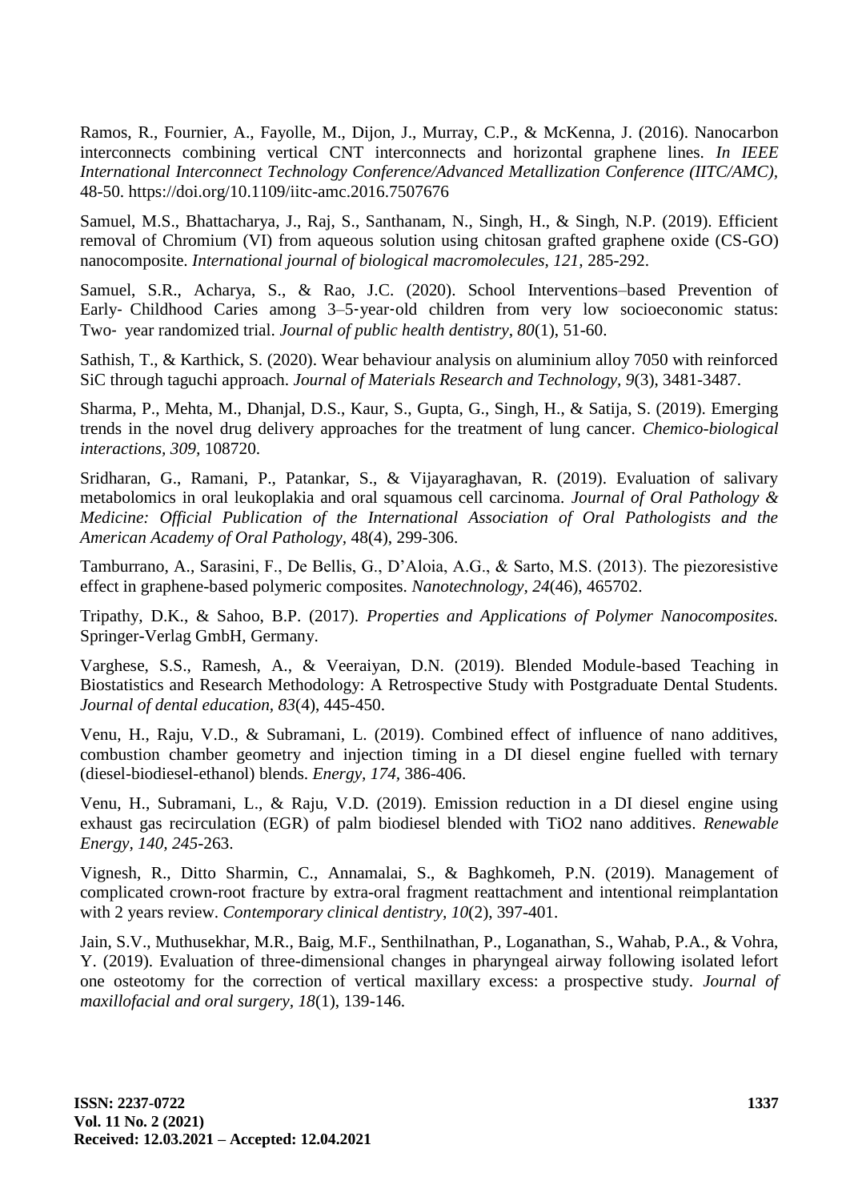Ramos, R., Fournier, A., Fayolle, M., Dijon, J., Murray, C.P., & McKenna, J. (2016). Nanocarbon interconnects combining vertical CNT interconnects and horizontal graphene lines. *In IEEE International Interconnect Technology Conference/Advanced Metallization Conference (IITC/AMC)*, 48-50. https://doi.org/10.1109/iitc-amc.2016.7507676

Samuel, M.S., Bhattacharya, J., Raj, S., Santhanam, N., Singh, H., & Singh, N.P. (2019). Efficient removal of Chromium (VI) from aqueous solution using chitosan grafted graphene oxide (CS-GO) nanocomposite. *International journal of biological macromolecules, 121*, 285-292.

Samuel, S.R., Acharya, S., & Rao, J.C. (2020). School Interventions–based Prevention of Early- Childhood Caries among 3–5-year-old children from very low socioeconomic status: Two- year randomized trial. *Journal of public health dentistry, 80*(1), 51-60.

Sathish, T., & Karthick, S. (2020). Wear behaviour analysis on aluminium alloy 7050 with reinforced SiC through taguchi approach. *Journal of Materials Research and Technology, 9*(3), 3481-3487.

Sharma, P., Mehta, M., Dhanjal, D.S., Kaur, S., Gupta, G., Singh, H., & Satija, S. (2019). Emerging trends in the novel drug delivery approaches for the treatment of lung cancer. *Chemico-biological interactions, 309*, 108720.

Sridharan, G., Ramani, P., Patankar, S., & Vijayaraghavan, R. (2019). Evaluation of salivary metabolomics in oral leukoplakia and oral squamous cell carcinoma. *Journal of Oral Pathology & Medicine: Official Publication of the International Association of Oral Pathologists and the American Academy of Oral Pathology*, 48(4), 299-306.

Tamburrano, A., Sarasini, F., De Bellis, G., D'Aloia, A.G., & Sarto, M.S. (2013). The piezoresistive effect in graphene-based polymeric composites. *Nanotechnology, 24*(46), 465702.

Tripathy, D.K., & Sahoo, B.P. (2017). *Properties and Applications of Polymer Nanocomposites.* Springer-Verlag GmbH, Germany.

Varghese, S.S., Ramesh, A., & Veeraiyan, D.N. (2019). Blended Module-based Teaching in Biostatistics and Research Methodology: A Retrospective Study with Postgraduate Dental Students. *Journal of dental education, 83*(4), 445-450.

Venu, H., Raju, V.D., & Subramani, L. (2019). Combined effect of influence of nano additives, combustion chamber geometry and injection timing in a DI diesel engine fuelled with ternary (diesel-biodiesel-ethanol) blends. *Energy, 174*, 386-406.

Venu, H., Subramani, L., & Raju, V.D. (2019). Emission reduction in a DI diesel engine using exhaust gas recirculation (EGR) of palm biodiesel blended with TiO2 nano additives. *Renewable Energy, 140, 245*-263.

Vignesh, R., Ditto Sharmin, C., Annamalai, S., & Baghkomeh, P.N. (2019). Management of complicated crown-root fracture by extra-oral fragment reattachment and intentional reimplantation with 2 years review. *Contemporary clinical dentistry, 10*(2), 397-401.

Jain, S.V., Muthusekhar, M.R., Baig, M.F., Senthilnathan, P., Loganathan, S., Wahab, P.A., & Vohra, Y. (2019). Evaluation of three-dimensional changes in pharyngeal airway following isolated lefort one osteotomy for the correction of vertical maxillary excess: a prospective study. *Journal of maxillofacial and oral surgery, 18*(1), 139-146.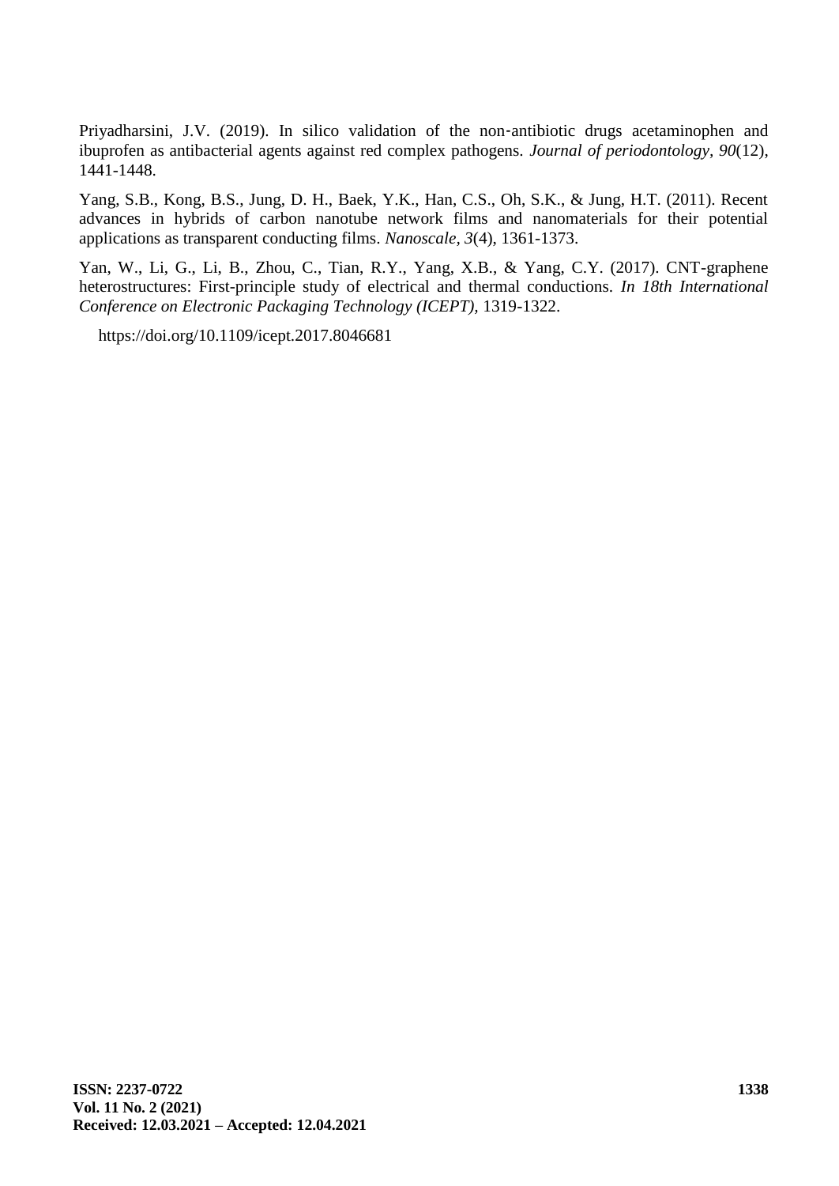Priyadharsini, J.V. (2019). In silico validation of the non‐antibiotic drugs acetaminophen and ibuprofen as antibacterial agents against red complex pathogens. *Journal of periodontology*, *90*(12), 1441-1448.

Yang, S.B., Kong, B.S., Jung, D. H., Baek, Y.K., Han, C.S., Oh, S.K., & Jung, H.T. (2011). Recent advances in hybrids of carbon nanotube network films and nanomaterials for their potential applications as transparent conducting films. *Nanoscale, 3*(4), 1361-1373.

Yan, W., Li, G., Li, B., Zhou, C., Tian, R.Y., Yang, X.B., & Yang, C.Y. (2017). CNT-graphene heterostructures: First-principle study of electrical and thermal conductions. *In 18th International Conference on Electronic Packaging Technology (ICEPT)*, 1319-1322.

https://doi.org/10.1109/icept.2017.8046681